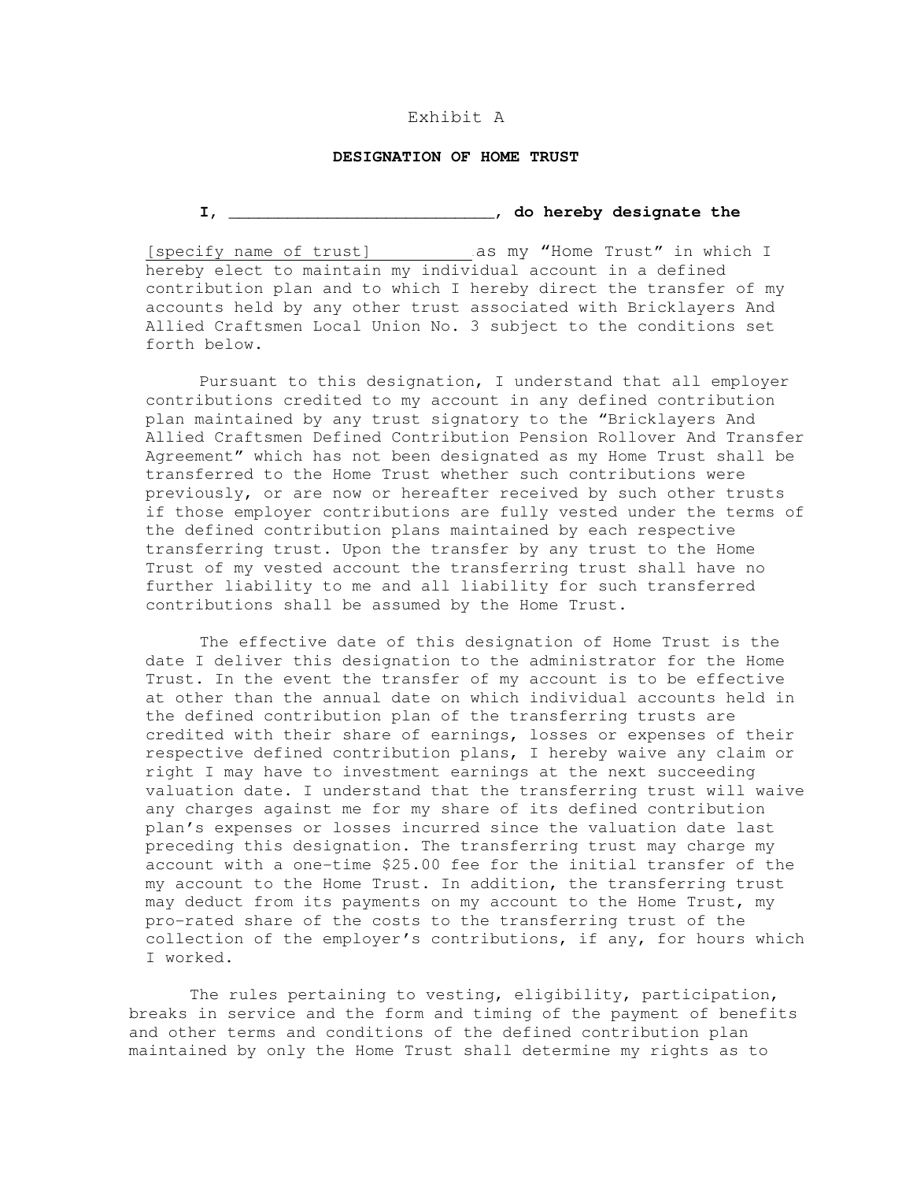Exhibit A

**DESIGNATION OF HOME TRUST**

**I, \_\_\_\_\_\_\_\_\_\_\_\_\_\_\_\_\_\_\_\_\_\_\_\_\_\_\_\_\_, do hereby designate the**

[specify name of trust]\_\_\_\_\_\_\_\_\_\_ as my "Home Trust" in which I hereby elect to maintain my individual account in a defined contribution plan and to which I hereby direct the transfer of my accounts held by any other trust associated with Bricklayers And Allied Craftsmen Local Union No. 3 subject to the conditions set forth below.

Pursuant to this designation, I understand that all employer contributions credited to my account in any defined contribution plan maintained by any trust signatory to the "Bricklayers And Allied Craftsmen Defined Contribution Pension Rollover And Transfer Agreement" which has not been designated as my Home Trust shall be transferred to the Home Trust whether such contributions were previously, or are now or hereafter received by such other trusts if those employer contributions are fully vested under the terms of the defined contribution plans maintained by each respective transferring trust. Upon the transfer by any trust to the Home Trust of my vested account the transferring trust shall have no further liability to me and all liability for such transferred contributions shall be assumed by the Home Trust.

The effective date of this designation of Home Trust is the date I deliver this designation to the administrator for the Home Trust. In the event the transfer of my account is to be effective at other than the annual date on which individual accounts held in the defined contribution plan of the transferring trusts are credited with their share of earnings, losses or expenses of their respective defined contribution plans, I hereby waive any claim or right I may have to investment earnings at the next succeeding valuation date. I understand that the transferring trust will waive any charges against me for my share of its defined contribution plan's expenses or losses incurred since the valuation date last preceding this designation. The transferring trust may charge my account with a one-time $25.00 fee for the initial transfer of the my account to the Home Trust. In addition, the transferring trust may deduct from its payments on my account to the Home Trust, my pro-rated share of the costs to the transferring trust of the collection of the employer's contributions, if any, for hours which I worked.

The rules pertaining to vesting, eligibility, participation, breaks in service and the form and timing of the payment of benefits and other terms and conditions of the defined contribution plan maintained by only the Home Trust shall determine my rights as to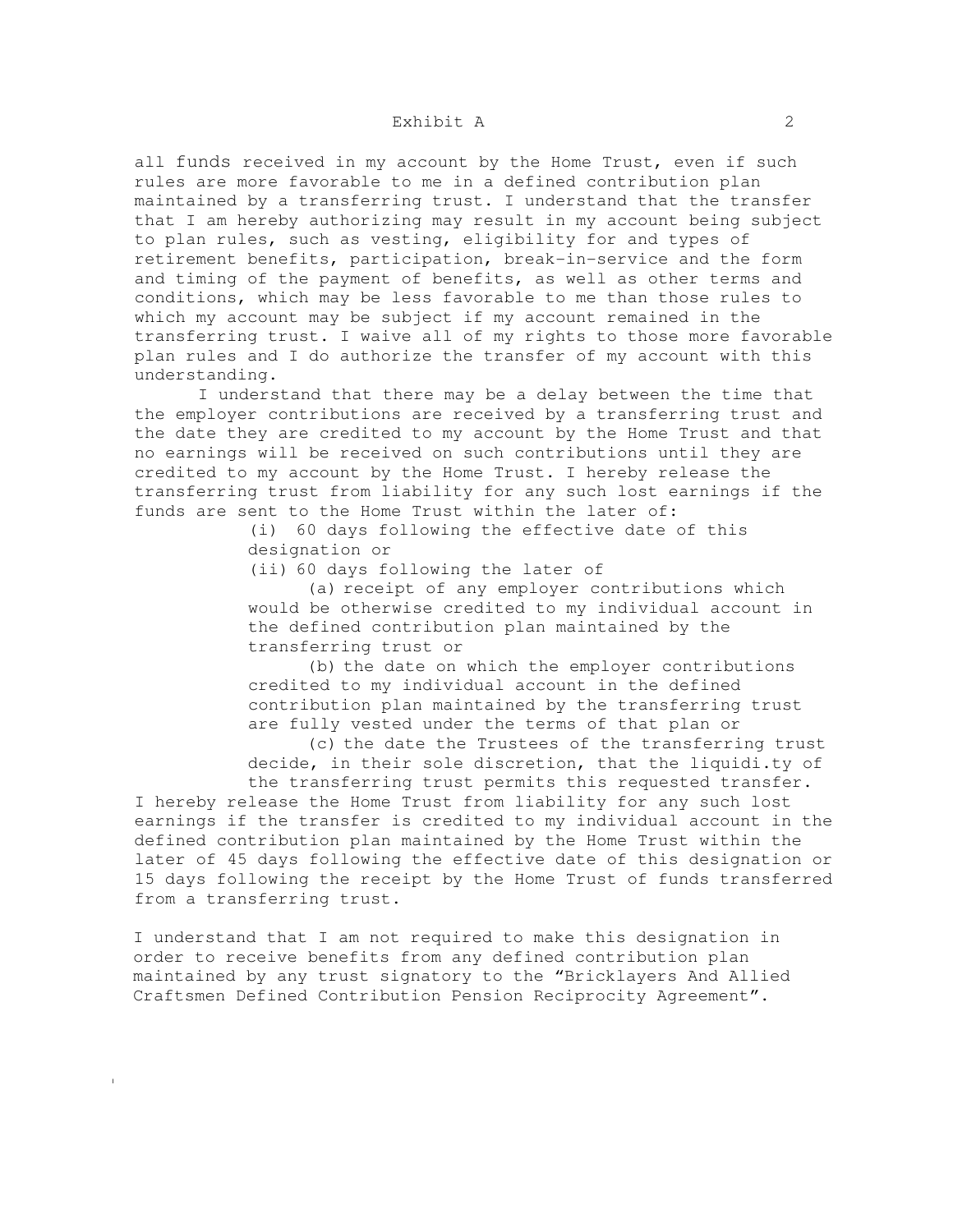all funds received in my account by the Home Trust, even if such rules are more favorable to me in a defined contribution plan maintained by a transferring trust. I understand that the transfer that I am hereby authorizing may result in my account being subject to plan rules, such as vesting, eligibility for and types of retirement benefits, participation, break-in-service and the form and timing of the payment of benefits, as well as other terms and conditions, which may be less favorable to me than those rules to which my account may be subject if my account remained in the transferring trust. I waive all of my rights to those more favorable plan rules and I do authorize the transfer of my account with this understanding.

I understand that there may be a delay between the time that the employer contributions are received by a transferring trust and the date they are credited to my account by the Home Trust and that no earnings will be received on such contributions until they are credited to my account by the Home Trust. I hereby release the transferring trust from liability for any such lost earnings if the funds are sent to the Home Trust within the later of:

(i) 60 days following the effective date of this designation or

(ii) 60 days following the later of

(a) receipt of any employer contributions which would be otherwise credited to my individual account in the defined contribution plan maintained by the transferring trust or

(b) the date on which the employer contributions credited to my individual account in the defined contribution plan maintained by the transferring trust are fully vested under the terms of that plan or

(c) the date the Trustees of the transferring trust decide, in their sole discretion, that the liquidi.ty of the transferring trust permits this requested transfer.

I hereby release the Home Trust from liability for any such lost earnings if the transfer is credited to my individual account in the defined contribution plan maintained by the Home Trust within the later of 45 days following the effective date of this designation or 15 days following the receipt by the Home Trust of funds transferred from a transferring trust.

I understand that I am not required to make this designation in order to receive benefits from any defined contribution plan maintained by any trust signatory to the "Bricklayers And Allied Craftsmen Defined Contribution Pension Reciprocity Agreement".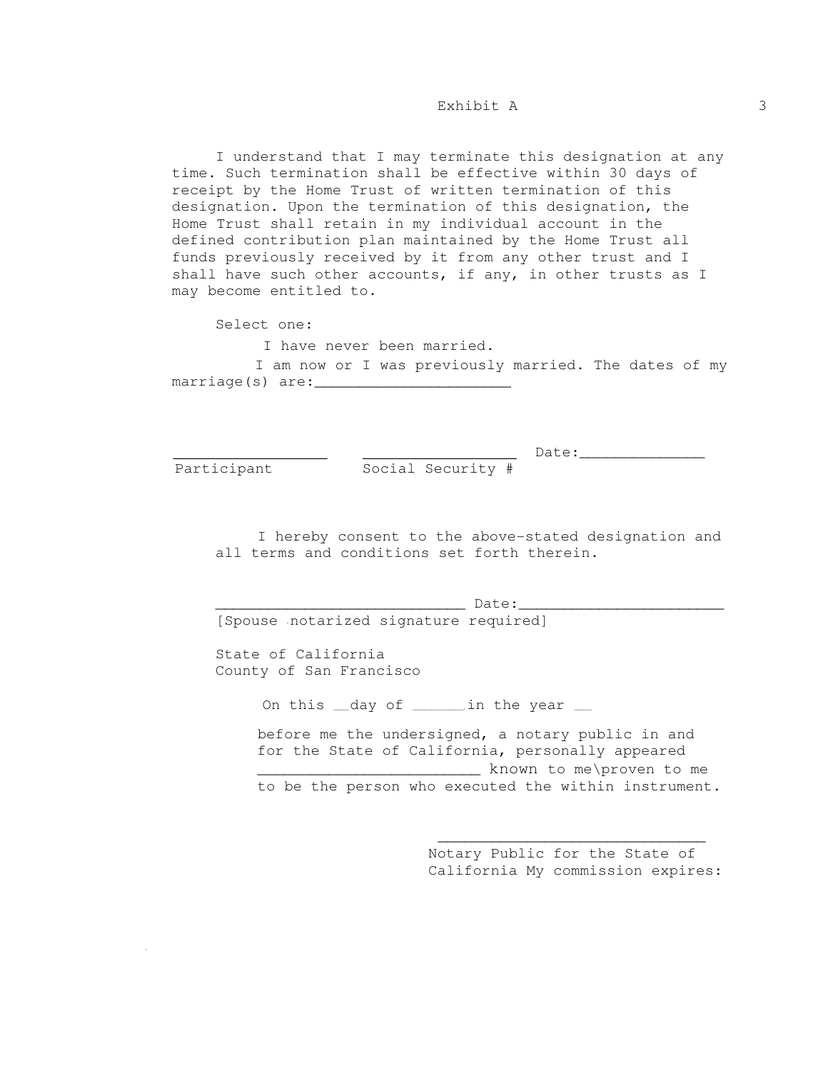Exhibit A

I understand that I may terminate this designation at any time. Such termination shall be effective within 30 days of receipt by the Home Trust of written termination of this designation. Upon the termination of this designation, the Home Trust shall retain in my individual account in the defined contribution plan maintained by the Home Trust all funds previously received by it from any other trust and I shall have such other accounts, if any, in other trusts as I may become entitled to.

Select one:

I have never been married.

I am now or I was previously married. The dates of my marriage(s) are:______________________

__________________ __________________ Date:______________

Participant Social Security #

I hereby consent to the above-stated designation and all terms and conditions set forth therein.

____________________________ Date:_______________________

[Spouse notarized signature required]

State of California
County of San Francisco

On this __day of ______in the year __

before me the undersigned, a notary public in and for the State of California, personally appeared _________________________ known to me\proven to me to be the person who executed the within instrument.

______________________________

Notary Public for the State of California My commission expires: